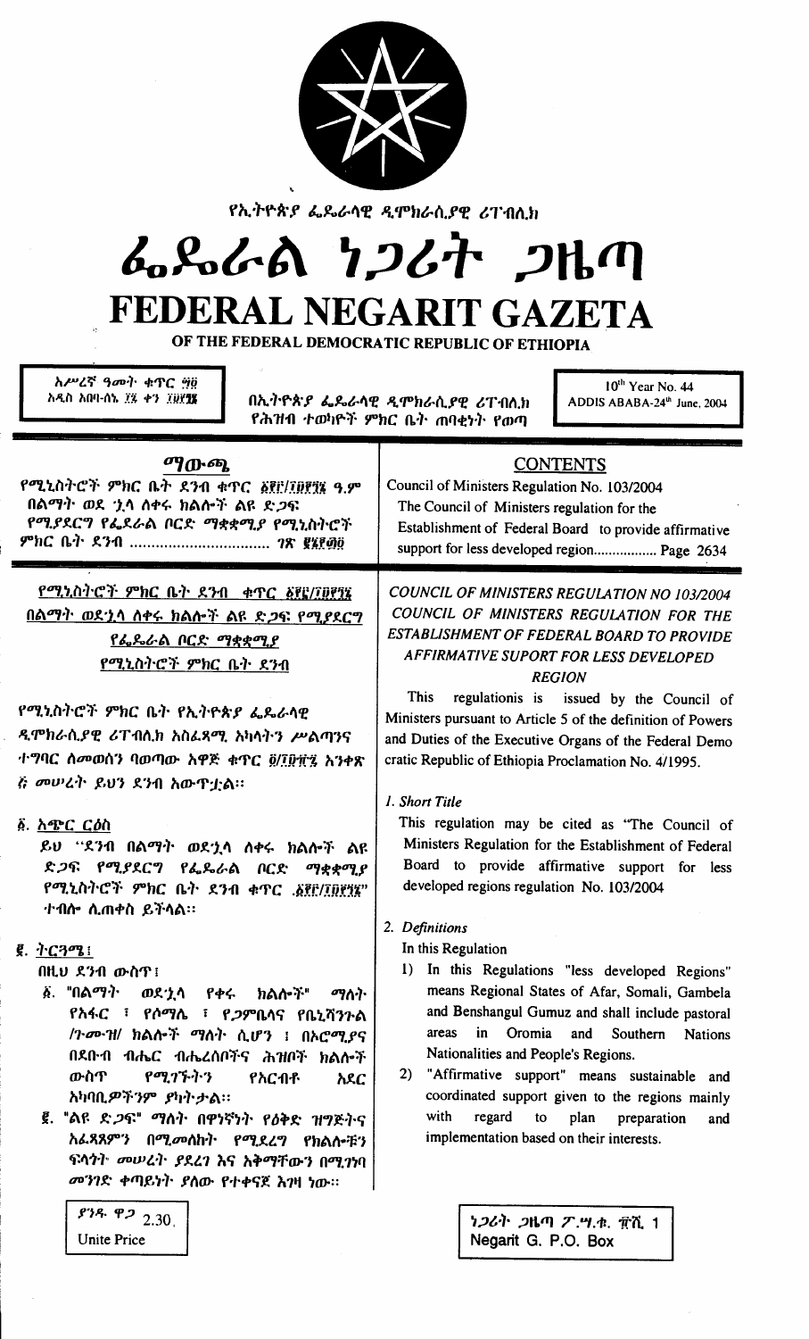የኢትዮጵያ ፌዴራላዊ ዲሞክራሲያዊ ሪፐብሊክ

# ፌዴራል ነጋሪት ጋዜጣ
# FEDERAL NEGARIT GAZETA

OF THE FEDERAL DEMOCRATIC REPUBLIC OF ETHIOPIA

አሥረኛ ዓመት ቁጥር ፵፬
አዲስ አበባ-ሰኔ ፲፯ ቀን ፲፱፻፺፮

በኢትዮጵያ ፌዴራላዊ ዲሞክራሲያዊ ሪፐብሊክ የሕዝብ ተወካዮች ምክር ቤት ጠባቂነት የወጣ

10th Year No. 44
ADDIS ABABA-24th June, 2004

## ማውጫ

የሚኒስትሮች ምክር ቤት ደንብ ቁጥር ፩፻፫/፲፱፻፺፮ ዓ.ም
በልማት ወደ ኋላ ለቀሩ ክልሎች ልዩ ድጋፍ
የሚያደርግ የፌደራል ቦርድ ማቋቋሚያ የሚኒስትሮች
ምክር ቤት ደንብ ................................ ገጽ ፪ሺ፮፻፴፬

## CONTENTS

Council of Ministers Regulation No. 103/2004
The Council of Ministers regulation for the
Establishment of Federal Board to provide affirmative
support for less developed region................. Page 2634

### የሚኒስትሮች ምክር ቤት ደንብ ቁጥር ፩፻፫/፲፱፻፺፮
### በልማት ወደኋላ ለቀሩ ክልሎች ልዩ ድጋፍ የሚያደርግ
### የፌዴራል ቦርድ ማቋቋሚያ
### የሚኒስትሮች ምክር ቤት ደንብ

የሚኒስትሮች ምክር ቤት የኢትዮጵያ ፌዴራላዊ ዲሞክራሲያዊ ሪፐብሊክ አስፈጻሚ አካላትን ሥልጣንና ተግባር ለመወሰን ባወጣው አዋጅ ቁጥር ፬/፲፱፻፹፯ አንቀጽ ፭ መሠረት ይህን ደንብ አውጥቷል።

**፩. አጭር ርዕስ**

ይህ "ደንብ በልማት ወደኋላ ለቀሩ ክልሎች ልዩ ድጋፍ የሚያደርግ የፌዴራል ቦርድ ማቋቋሚያ የሚኒስትሮች ምክር ቤት ደንብ ቁጥር ፩፻፫/፲፱፻፺፮" ተብሎ ሊጠቀስ ይችላል።

**፪. ትርጓሜ፤**

በዚህ ደንብ ውስጥ፤

፩. "በልማት ወደ ኋላ የቀሩ ክልሎች" ማለት የአፋር ፣ የሶማሌ ፣ የጋምቤላና የቤኒሻንጉል /ጉሙዝ/ ክልሎች ማለት ሲሆን ፤ በኦሮሚያና በደቡብ ብሔር ብሔረሰቦችና ሕዝቦች ክልሎች ውስጥ የሚገኙትን የአርብቶ አደር አካባቢዎችንም ያካትታል።

፪. "ልዩ ድጋፍ" ማለት በዋነኛነት የዕቅድ ዝግጅትና አፈጻጸምን በሚመለከት የሚደረግ የክልሎቹን ፍላጎት መሠረት ያደረገ እና አቅማቸውን በሚገነባ መንገድ ቀጣይነት ያለው የተቀናጀ እገዛ ነው።

*COUNCIL OF MINISTERS REGULATION NO 103/2004*
*COUNCIL OF MINISTERS REGULATION FOR THE ESTABLISHMENT OF FEDERAL BOARD TO PROVIDE AFFIRMATIVE SUPORT FOR LESS DEVELOPED REGION*

This regulationis is issued by the Council of Ministers pursuant to Article 5 of the definition of Powers and Duties of the Executive Organs of the Federal Demo cratic Republic of Ethiopia Proclamation No. 4/1995.

*1. Short Title*

This regulation may be cited as "The Council of Ministers Regulation for the Establishment of Federal Board to provide affirmative support for less developed regions regulation No. 103/2004

*2. Definitions*

In this Regulation

1) In this Regulations "less developed Regions" means Regional States of Afar, Somali, Gambela and Benshangul Gumuz and shall include pastoral areas in Oromia and Southern Nations Nationalities and People's Regions.

2) "Affirmative support" means sustainable and coordinated support given to the regions mainly with regard to plan preparation and implementation based on their interests.

ያንዱ ዋጋ 2.30
Unite Price

ነጋሪት ጋዜጣ ፖ.ሣ.ቁ. ፹ሺ 1
Negarit G. P.O. Box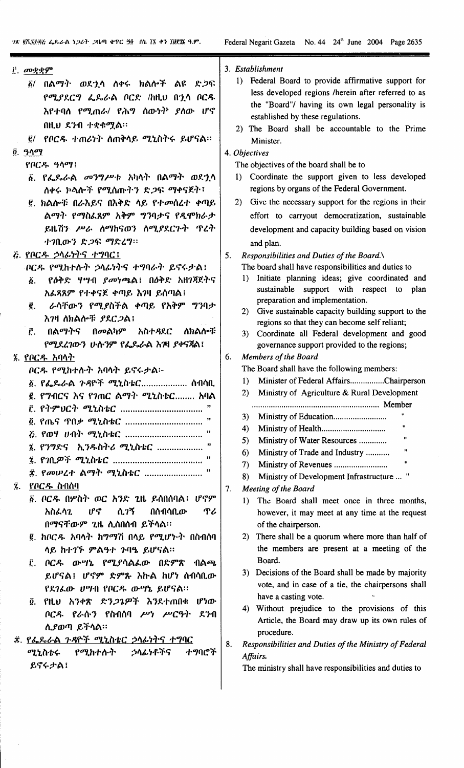፫. መቋቋም

፩/ በልማት ወደኋላ ለቀሩ ክልሎች ልዩ ድጋፍ የሚያደርግ ፌዴራል ቦርድ /ከዚህ በኋላ ቦርዱ እየተባለ የሚጠራ/ የሕግ ሰውነት ያለው ሆኖ በዚህ ደንብ ተቋቁሟል።

፪/ የቦርዱ ተጠሪነት ለጠቅላይ ሚኒስትሩ ይሆናል።

፬. ዓላማ

የቦርዱ ዓላማ፤

፩. የፌዴራል መንግሥቱ አካላት በልማት ወደኋላ ለቀሩ ክልሎች የሚሰጡትን ድጋፍ ማቀናጀት፤

፪. ክልሎቹ በራእይና በእቅድ ላይ የተመሰረተ ቀጣይ ልማት የማስፈጸም አቅም ግንባታና የዲሞክራታይዜሽን ሥራ ለማከናወን ለሚያደርጉት ጥረት ተገቢውን ድጋፍ ማድረግ።

፭. የቦርዱ ኃላፊነትና ተግባር፤

ቦርዱ የሚከተሉት ኃላፊነትና ተግባራት ይኖሩታል፤

፩. የዕቅድ ሃሣብ ያመነጫል፤ በዕቅድ አዘገጃጀትና አፈጻጸም የተቀናጀ ቀጣይ እገዛ ይሰጣል፤

፪. ራሳቸውን የሚያስችል ቀጣይ የአቅም ግንባታ እገዛ ለክልሎቹ ያደርጋል፤

፫. በልማትና በመልካም አስተዳደር ለክልሎቹ የሚደረገውን ሁሉንም የፌዴራል እገዛ ያቀናጃል፤

፮. የቦርዱ አባላት

ቦርዱ የሚከተሉት አባላት ይኖሩታል፦

፩. የፌዴራል ጉዳዮች ሚኒስቴር.................. ሰብሳቢ

፪. የግብርና እና የገጠር ልማት ሚኒስቴር........ አባል

፫. የትምህርት ሚኒስቴር ................................ "

፬. የጤና ጥበቃ ሚኒስቴር ............................... "

፭. የወሃ ሀብት ሚኒስቴር ............................... "

፮. የንግድና ኢንዱስትሪ ሚኒስቴር .................. "

፯. የገቢዎች ሚኒስቴር .................................... "

፰. የመሠረተ ልማት ሚኒስቴር ....................... "

፯. የቦርዱ ስብሰባ

፩. ቦርዱ በሦስት ወር አንድ ጊዜ ይሰበሰባል፤ ሆኖም አስፈላጊ ሆኖ ሲገኝ በሰብሳቢው ጥሪ በማናቸውም ጊዜ ሊሰበሰብ ይችላል።

፪. ከቦርዱ አባላት ከግማሽ በላይ የሚሆኑት በስብሰባ ላይ ከተገኙ ምልዓተ ጉባዔ ይሆናል።

፫. ቦርዱ ውሣኔ የሚያሳልፈው በድምጽ ብልጫ ይሆናል፤ ሆኖም ድምጹ እኩል ከሆነ ሰብሳቢው የደገፈው ሀሣብ የቦርዱ ውሣኔ ይሆናል።

፬. የዚህ አንቀጽ ድንጋጌዎች እንደተጠበቁ ሆነው ቦርዱ የራሱን የስብሰባ ሥነ ሥርዓት ደንብ ሊያወጣ ይችላል።

፰. የፌዴራል ጉዳዮች ሚኒስቴር ኃላፊነትና ተግባር

ሚኒስቴሩ የሚከተሉት ኃላፊነቶችና ተግባሮች ይኖሩታል፤

3. *Establishment*

1) Federal Board to provide affirmative support for less developed regions /herein after referred to as the "Board"/ having its own legal personality is established by these regulations.

2) The Board shall be accountable to the Prime Minister.

4. *Objectives*

The objectives of the board shall be to

1) Coordinate the support given to less developed regions by organs of the Federal Government.

2) Give the necessary support for the regions in their effort to carryout democratization, sustainable development and capacity building based on vision and plan.

5. *Responsibilities and Duties of the Board.\*

The board shall have responsibilities and duties to

1) Initiate planning ideas; give coordinated and sustainable support with respect to plan preparation and implementation.

2) Give sustainable capacity building support to the regions so that they can become self reliant;

3) Coordinate all Federal development and good governance support provided to the regions;

6. *Members of the Board*

The Board shall have the following members:

1) Minister of Federal Affairs................Chairperson

2) Ministry of Agriculture & Rural Development ........................................................... Member

3) Ministry of Education......................... "

4) Ministry of Health.............................. "

5) Ministry of Water Resources ............. "

6) Ministry of Trade and Industry ........... "

7) Ministry of Revenues ......................... "

8) Ministry of Development Infrastructure ... "

7. *Meeting of the Board*

1) The Board shall meet once in three months, however, it may meet at any time at the request of the chairperson.

2) There shall be a quorum where more than half of the members are present at a meeting of the Board.

3) Decisions of the Board shall be made by majority vote, and in case of a tie, the chairpersons shall have a casting vote.

4) Without prejudice to the provisions of this Article, the Board may draw up its own rules of procedure.

8. *Responsibilities and Duties of the Ministry of Federal Affairs.*

The ministry shall have responsibilities and duties to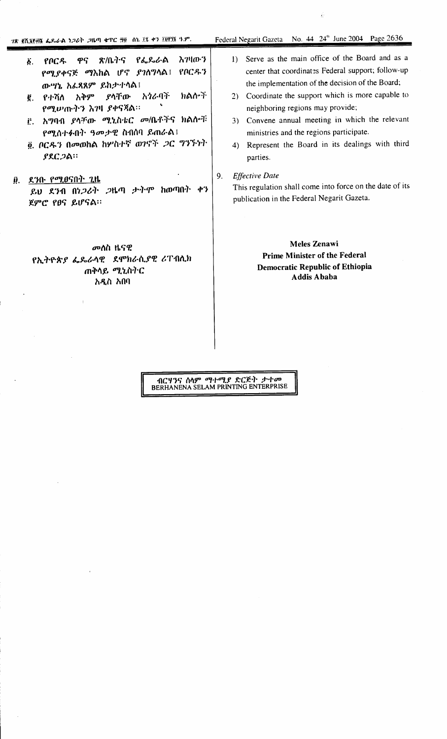፩. የቦርዱ ዋና ጽ/ቤትና የፌዴራል አገዛዙን የሚያቀናጅ ማእከል ሆኖ ያገለግላል፤ የቦርዱን ውሣኔ አፈጻጸም ይከታተላል፤

፪. የተሻለ አቅም ያላቸው አጎራባች ክልሎች የሚሠጡትን እገዛ ያቀናጃል።

፫. አግባብ ያላቸው ሚኒስቴር መ/ቤቶችና ክልሎች የሚሳተፉበት ዓመታዊ ስብሰባ ይጠራል፤

፬. ቦርዱን በመወከል ከሦስተኛ ወገኖች ጋር ግንኙነት ያደርጋል።

፱. ደንቡ የሚፀናበት ጊዜ

ይህ ደንብ በነጋሪት ጋዜጣ ታትሞ ከወጣበት ቀን ጀምሮ የፀና ይሆናል።

መለስ ዜናዊ
የኢትዮጵያ ፌዴራላዊ ዲሞክራሲያዊ ሪፐብሊክ
ጠቅላይ ሚኒስትር
አዲስ አበባ

1) Serve as the main office of the Board and as a center that coordinates Federal support; follow-up the implementation of the decision of the Board;

2) Coordinate the support which is more capable to neighboring regions may provide;

3) Convene annual meeting in which the relevant ministries and the regions participate.

4) Represent the Board in its dealings with third parties.

9. *Effective Date*

This regulation shall come into force on the date of its publication in the Federal Negarit Gazeta.

**Meles Zenawi**
**Prime Minister of the Federal**
**Democratic Republic of Ethiopia**
**Addis Ababa**

ብርሃንና ሰላም ማተሚያ ድርጅት ታተመ
BERHANENA SELAM PRINTING ENTERPRISE